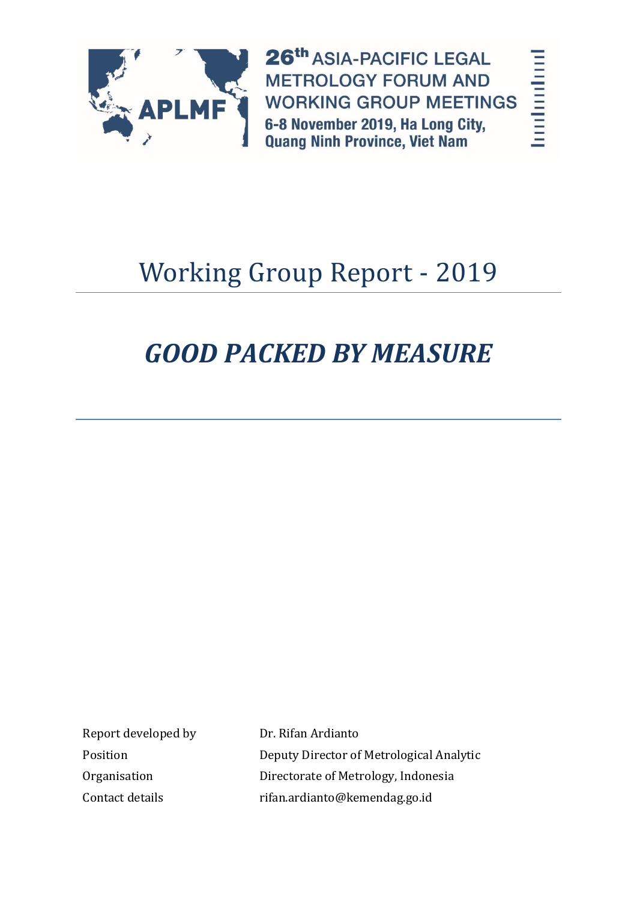26th ASIA-PACIFIC LEGAL METROLOGY FORUM AND WORKING GROUP MEETINGS

6-8 November 2019, Ha Long City, Quang Ninh Province, Viet Nam

# Working Group Report - 2019

# *GOOD PACKED BY MEASURE*

| | |
|---|---|
| Report developed by | Dr. Rifan Ardianto |
| Position | Deputy Director of Metrological Analytic |
| Organisation | Directorate of Metrology, Indonesia |
| Contact details | rifan.ardianto@kemendag.go.id |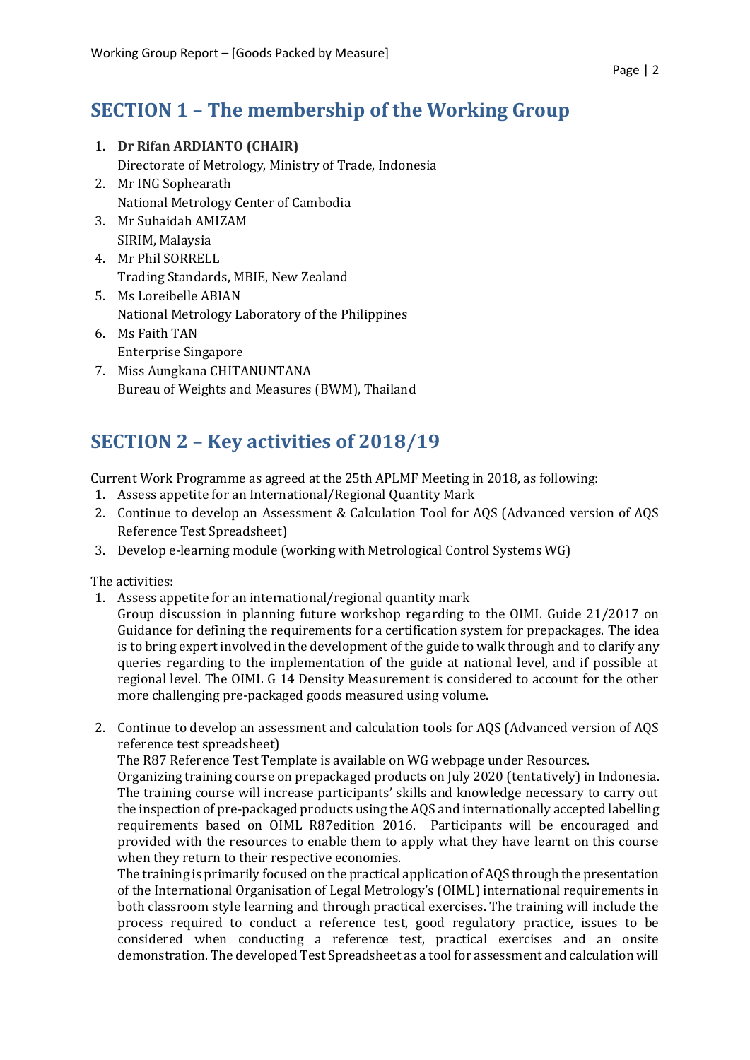## SECTION 1 – The membership of the Working Group

1. **Dr Rifan ARDIANTO (CHAIR)**
   Directorate of Metrology, Ministry of Trade, Indonesia
2. Mr ING Sophearath
   National Metrology Center of Cambodia
3. Mr Suhaidah AMIZAM
   SIRIM, Malaysia
4. Mr Phil SORRELL
   Trading Standards, MBIE, New Zealand
5. Ms Loreibelle ABIAN
   National Metrology Laboratory of the Philippines
6. Ms Faith TAN
   Enterprise Singapore
7. Miss Aungkana CHITANUNTANA
   Bureau of Weights and Measures (BWM), Thailand

## SECTION 2 – Key activities of 2018/19

Current Work Programme as agreed at the 25th APLMF Meeting in 2018, as following:

1. Assess appetite for an International/Regional Quantity Mark
2. Continue to develop an Assessment & Calculation Tool for AQS (Advanced version of AQS Reference Test Spreadsheet)
3. Develop e-learning module (working with Metrological Control Systems WG)

The activities:

1. Assess appetite for an international/regional quantity mark
   Group discussion in planning future workshop regarding to the OIML Guide 21/2017 on Guidance for defining the requirements for a certification system for prepackages. The idea is to bring expert involved in the development of the guide to walk through and to clarify any queries regarding to the implementation of the guide at national level, and if possible at regional level. The OIML G 14 Density Measurement is considered to account for the other more challenging pre-packaged goods measured using volume.

2. Continue to develop an assessment and calculation tools for AQS (Advanced version of AQS reference test spreadsheet)
   The R87 Reference Test Template is available on WG webpage under Resources.
   Organizing training course on prepackaged products on July 2020 (tentatively) in Indonesia. The training course will increase participants' skills and knowledge necessary to carry out the inspection of pre-packaged products using the AQS and internationally accepted labelling requirements based on OIML R87edition 2016. Participants will be encouraged and provided with the resources to enable them to apply what they have learnt on this course when they return to their respective economies.
   The training is primarily focused on the practical application of AQS through the presentation of the International Organisation of Legal Metrology's (OIML) international requirements in both classroom style learning and through practical exercises. The training will include the process required to conduct a reference test, good regulatory practice, issues to be considered when conducting a reference test, practical exercises and an onsite demonstration. The developed Test Spreadsheet as a tool for assessment and calculation will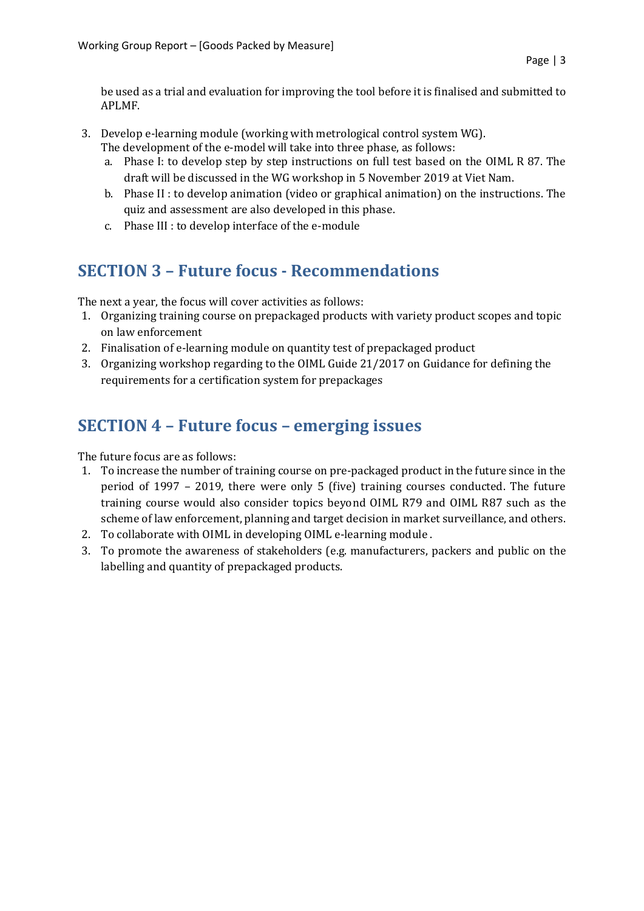be used as a trial and evaluation for improving the tool before it is finalised and submitted to APLMF.

3. Develop e-learning module (working with metrological control system WG).
   The development of the e-model will take into three phase, as follows:
   a. Phase I: to develop step by step instructions on full test based on the OIML R 87. The draft will be discussed in the WG workshop in 5 November 2019 at Viet Nam.
   b. Phase II : to develop animation (video or graphical animation) on the instructions. The quiz and assessment are also developed in this phase.
   c. Phase III : to develop interface of the e-module

## SECTION 3 – Future focus - Recommendations

The next a year, the focus will cover activities as follows:

1. Organizing training course on prepackaged products with variety product scopes and topic on law enforcement
2. Finalisation of e-learning module on quantity test of prepackaged product
3. Organizing workshop regarding to the OIML Guide 21/2017 on Guidance for defining the requirements for a certification system for prepackages

## SECTION 4 – Future focus – emerging issues

The future focus are as follows:

1. To increase the number of training course on pre-packaged product in the future since in the period of 1997 – 2019, there were only 5 (five) training courses conducted. The future training course would also consider topics beyond OIML R79 and OIML R87 such as the scheme of law enforcement, planning and target decision in market surveillance, and others.
2. To collaborate with OIML in developing OIML e-learning module .
3. To promote the awareness of stakeholders (e.g. manufacturers, packers and public on the labelling and quantity of prepackaged products.